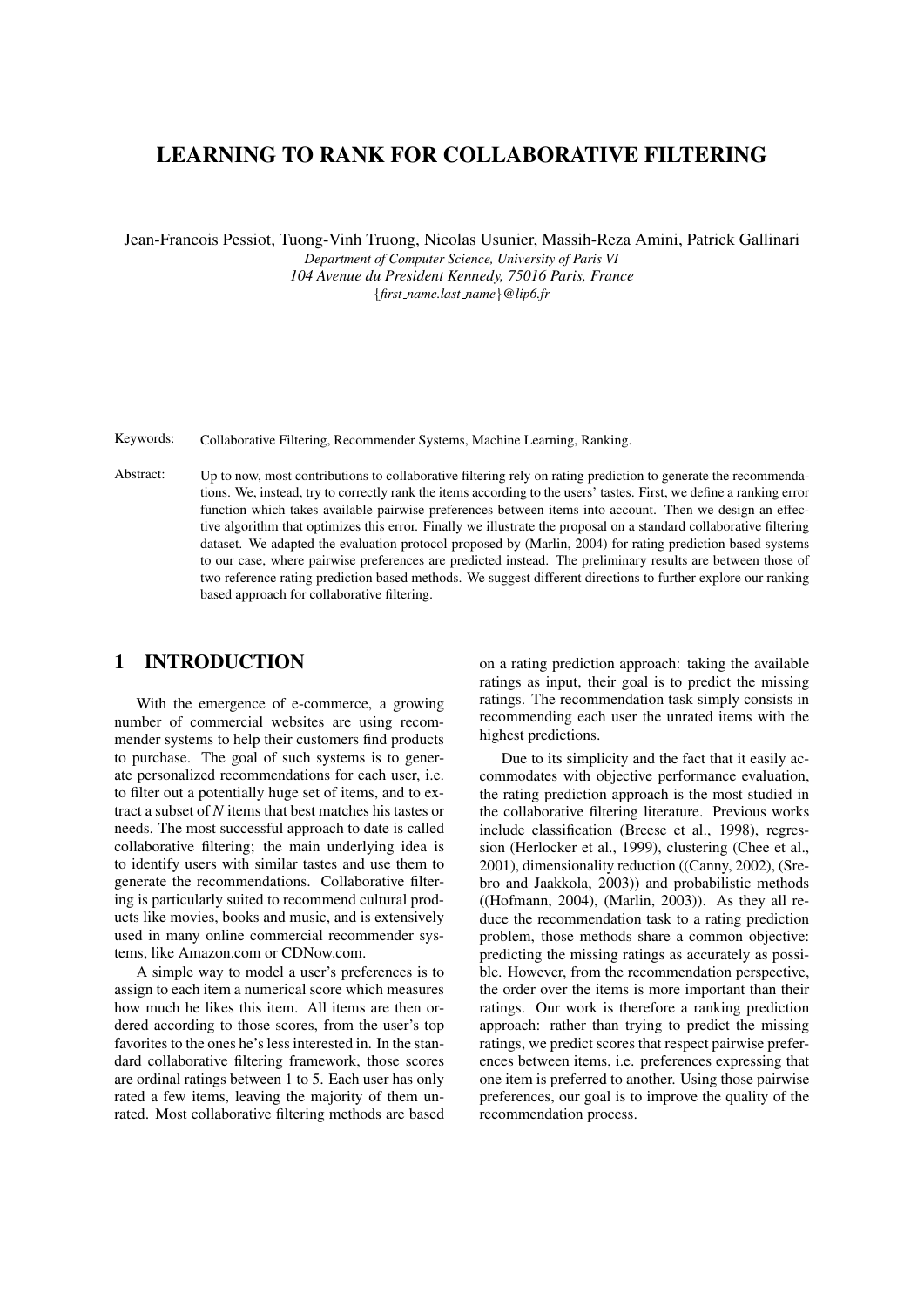# LEARNING TO RANK FOR COLLABORATIVE FILTERING

Jean-Francois Pessiot, Tuong-Vinh Truong, Nicolas Usunier, Massih-Reza Amini, Patrick Gallinari

*Department of Computer Science, University of Paris VI*
*104 Avenue du President Kennedy, 75016 Paris, France*
*{first_name.last_name}@lip6.fr*

Keywords: Collaborative Filtering, Recommender Systems, Machine Learning, Ranking.

Abstract: Up to now, most contributions to collaborative filtering rely on rating prediction to generate the recommendations. We, instead, try to correctly rank the items according to the users' tastes. First, we define a ranking error function which takes available pairwise preferences between items into account. Then we design an effective algorithm that optimizes this error. Finally we illustrate the proposal on a standard collaborative filtering dataset. We adapted the evaluation protocol proposed by (Marlin, 2004) for rating prediction based systems to our case, where pairwise preferences are predicted instead. The preliminary results are between those of two reference rating prediction based methods. We suggest different directions to further explore our ranking based approach for collaborative filtering.

## 1 INTRODUCTION

With the emergence of e-commerce, a growing number of commercial websites are using recommender systems to help their customers find products to purchase. The goal of such systems is to generate personalized recommendations for each user, i.e. to filter out a potentially huge set of items, and to extract a subset of *N* items that best matches his tastes or needs. The most successful approach to date is called collaborative filtering; the main underlying idea is to identify users with similar tastes and use them to generate the recommendations. Collaborative filtering is particularly suited to recommend cultural products like movies, books and music, and is extensively used in many online commercial recommender systems, like Amazon.com or CDNow.com.

A simple way to model a user's preferences is to assign to each item a numerical score which measures how much he likes this item. All items are then ordered according to those scores, from the user's top favorites to the ones he's less interested in. In the standard collaborative filtering framework, those scores are ordinal ratings between 1 to 5. Each user has only rated a few items, leaving the majority of them unrated. Most collaborative filtering methods are based on a rating prediction approach: taking the available ratings as input, their goal is to predict the missing ratings. The recommendation task simply consists in recommending each user the unrated items with the highest predictions.

Due to its simplicity and the fact that it easily accommodates with objective performance evaluation, the rating prediction approach is the most studied in the collaborative filtering literature. Previous works include classification (Breese et al., 1998), regression (Herlocker et al., 1999), clustering (Chee et al., 2001), dimensionality reduction ((Canny, 2002), (Srebro and Jaakkola, 2003)) and probabilistic methods ((Hofmann, 2004), (Marlin, 2003)). As they all reduce the recommendation task to a rating prediction problem, those methods share a common objective: predicting the missing ratings as accurately as possible. However, from the recommendation perspective, the order over the items is more important than their ratings. Our work is therefore a ranking prediction approach: rather than trying to predict the missing ratings, we predict scores that respect pairwise preferences between items, i.e. preferences expressing that one item is preferred to another. Using those pairwise preferences, our goal is to improve the quality of the recommendation process.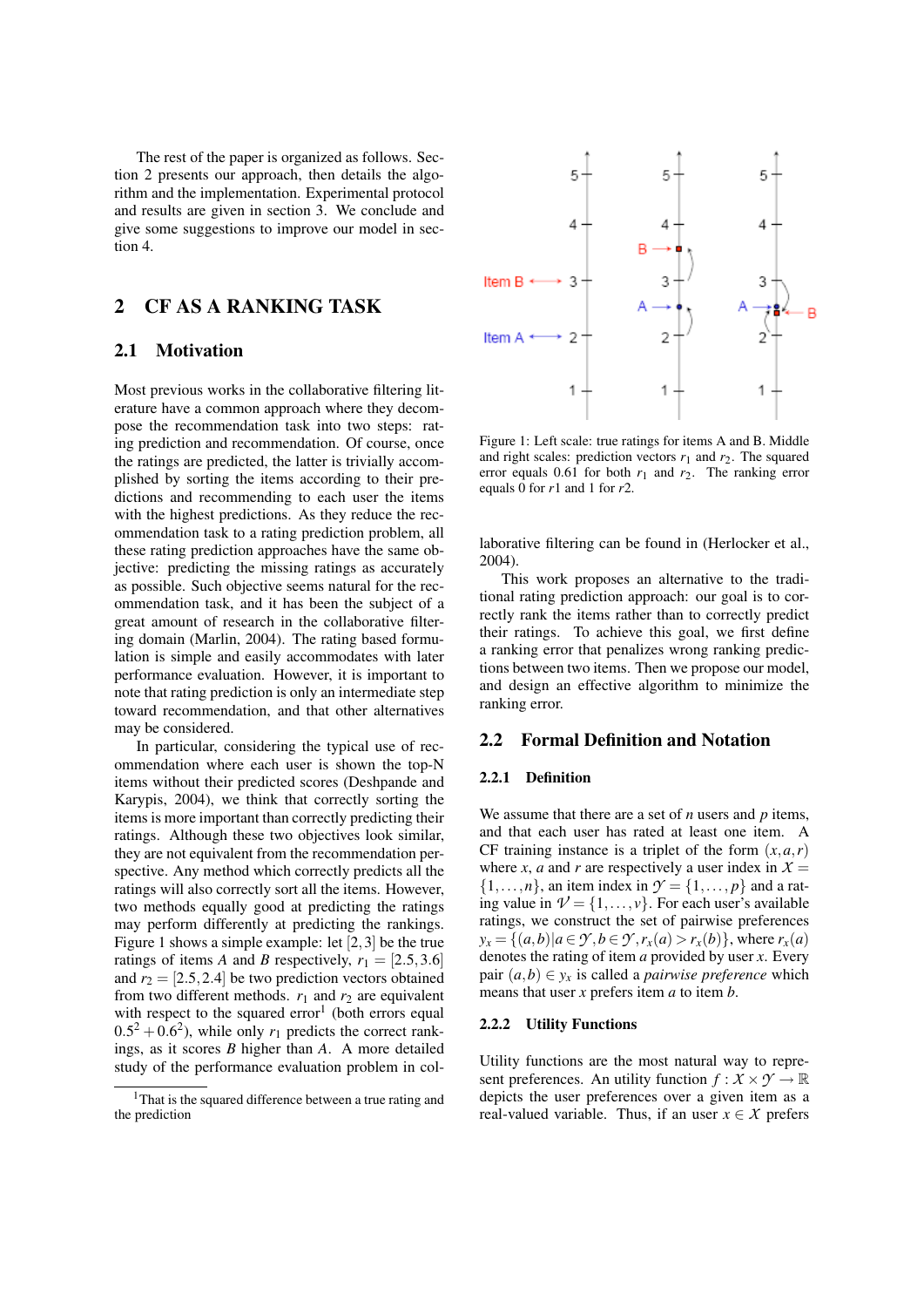The rest of the paper is organized as follows. Section 2 presents our approach, then details the algorithm and the implementation. Experimental protocol and results are given in section 3. We conclude and give some suggestions to improve our model in section 4.

# 2 CF AS A RANKING TASK

## 2.1 Motivation

Most previous works in the collaborative filtering literature have a common approach where they decompose the recommendation task into two steps: rating prediction and recommendation. Of course, once the ratings are predicted, the latter is trivially accomplished by sorting the items according to their predictions and recommending to each user the items with the highest predictions. As they reduce the recommendation task to a rating prediction problem, all these rating prediction approaches have the same objective: predicting the missing ratings as accurately as possible. Such objective seems natural for the recommendation task, and it has been the subject of a great amount of research in the collaborative filtering domain (Marlin, 2004). The rating based formulation is simple and easily accommodates with later performance evaluation. However, it is important to note that rating prediction is only an intermediate step toward recommendation, and that other alternatives may be considered.

In particular, considering the typical use of recommendation where each user is shown the top-N items without their predicted scores (Deshpande and Karypis, 2004), we think that correctly sorting the items is more important than correctly predicting their ratings. Although these two objectives look similar, they are not equivalent from the recommendation perspective. Any method which correctly predicts all the ratings will also correctly sort all the items. However, two methods equally good at predicting the ratings may perform differently at predicting the rankings. Figure 1 shows a simple example: let $[2,3]$ be the true ratings of items $A$ and $B$ respectively, $r_1 = [2.5, 3.6]$ and $r_2 = [2.5, 2.4]$ be two prediction vectors obtained from two different methods. $r_1$ and $r_2$ are equivalent with respect to the squared error[1] (both errors equal $0.5^2 + 0.6^2$), while only $r_1$ predicts the correct rankings, as it scores $B$ higher than $A$. A more detailed study of the performance evaluation problem in collaborative filtering can be found in (Herlocker et al., 2004).

[1] That is the squared difference between a true rating and the prediction

Figure 1: Left scale: true ratings for items A and B. Middle and right scales: prediction vectors $r_1$ and $r_2$. The squared error equals 0.61 for both $r_1$ and $r_2$. The ranking error equals 0 for $r1$ and 1 for $r2$.

This work proposes an alternative to the traditional rating prediction approach: our goal is to correctly rank the items rather than to correctly predict their ratings. To achieve this goal, we first define a ranking error that penalizes wrong ranking predictions between two items. Then we propose our model, and design an effective algorithm to minimize the ranking error.

## 2.2 Formal Definition and Notation

### 2.2.1 Definition

We assume that there are a set of $n$ users and $p$ items, and that each user has rated at least one item. A CF training instance is a triplet of the form $(x, a, r)$ where $x$, $a$ and $r$ are respectively a user index in $\mathcal{X} = \{1, \ldots, n\}$, an item index in $\mathcal{Y} = \{1, \ldots, p\}$ and a rating value in $\mathcal{V} = \{1, \ldots, v\}$. For each user's available ratings, we construct the set of pairwise preferences $y_x = \{(a,b) | a \in \mathcal{Y}, b \in \mathcal{Y}, r_x(a) > r_x(b)\}$, where $r_x(a)$ denotes the rating of item $a$ provided by user $x$. Every pair $(a,b) \in y_x$ is called a *pairwise preference* which means that user $x$ prefers item $a$ to item $b$.

### 2.2.2 Utility Functions

Utility functions are the most natural way to represent preferences. An utility function $f : \mathcal{X} \times \mathcal{Y} \rightarrow \mathbb{R}$ depicts the user preferences over a given item as a real-valued variable. Thus, if an user $x \in \mathcal{X}$ prefers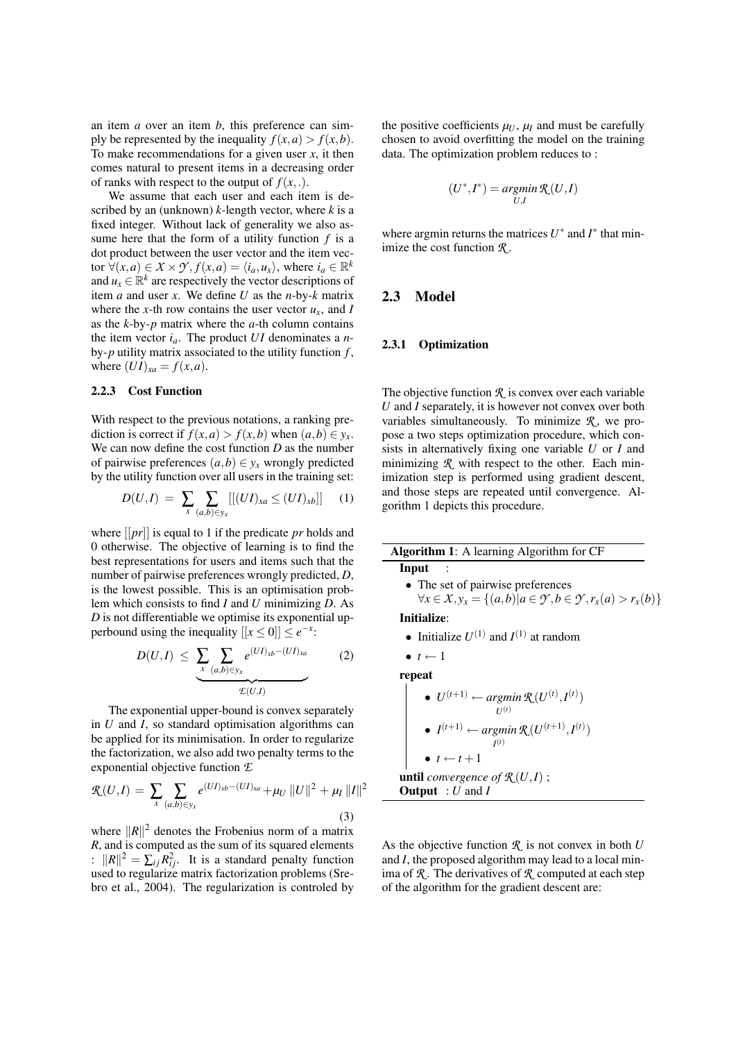an item $a$ over an item $b$, this preference can simply be represented by the inequality $f(x,a) > f(x,b)$. To make recommendations for a given user $x$, it then comes natural to present items in a decreasing order of ranks with respect to the output of $f(x,.)$.

We assume that each user and each item is described by an (unknown) $k$-length vector, where $k$ is a fixed integer. Without lack of generality we also assume here that the form of a utility function $f$ is a dot product between the user vector and the item vector $\forall (x,a) \in \mathcal{X} \times \mathcal{Y}, f(x,a) = \langle i_a, u_x \rangle$, where $i_a \in \mathbb{R}^k$ and $u_x \in \mathbb{R}^k$ are respectively the vector descriptions of item $a$ and user $x$. We define $U$ as the $n$-by-$k$ matrix where the $x$-th row contains the user vector $u_x$, and $I$ as the $k$-by-$p$ matrix where the $a$-th column contains the item vector $i_a$. The product $UI$ denominates a $n$-by-$p$ utility matrix associated to the utility function $f$, where $(UI)_{xa} = f(x,a)$.

#### 2.2.3 Cost Function

With respect to the previous notations, a ranking prediction is correct if $f(x,a) > f(x,b)$ when $(a,b) \in y_x$. We can now define the cost function $D$ as the number of pairwise preferences $(a,b) \in y_x$ wrongly predicted by the utility function over all users in the training set:

$$D(U,I) = \sum_x \sum_{(a,b) \in y_x} [[(UI)_{xa} \leq (UI)_{xb}]] \quad (1)$$

where $[[pr]]$ is equal to 1 if the predicate $pr$ holds and 0 otherwise. The objective of learning is to find the best representations for users and items such that the number of pairwise preferences wrongly predicted, $D$, is the lowest possible. This is an optimisation problem which consists to find $I$ and $U$ minimizing $D$. As $D$ is not differentiable we optimise its exponential upperbound using the inequality $[[x \leq 0]] \leq e^{-x}$:

$$D(U,I) \leq \underbrace{\sum_x \sum_{(a,b) \in y_x} e^{(UI)_{xb} - (UI)_{xa}}}_{\mathcal{E}(U,I)} \quad (2)$$

The exponential upper-bound is convex separately in $U$ and $I$, so standard optimisation algorithms can be applied for its minimisation. In order to regularize the factorization, we also add two penalty terms to the exponential objective function $\mathcal{E}$

$$\mathcal{R}(U,I) = \sum_x \sum_{(a,b) \in y_x} e^{(UI)_{xb} - (UI)_{xa}} + \mu_U \|U\|^2 + \mu_I \|I\|^2 \quad (3)$$

where $\|R\|^2$ denotes the Frobenius norm of a matrix $R$, and is computed as the sum of its squared elements : $\|R\|^2 = \sum_{ij} R_{ij}^2$. It is a standard penalty function used to regularize matrix factorization problems (Srebro et al., 2004). The regularization is controled by the positive coefficients $\mu_U$, $\mu_I$ and must be carefully chosen to avoid overfitting the model on the training data. The optimization problem reduces to :

$$(U^*, I^*) = \underset{U,I}{argmin}\, \mathcal{R}(U,I)$$

where argmin returns the matrices $U^*$ and $I^*$ that minimize the cost function $\mathcal{R}$.

## 2.3 Model

### 2.3.1 Optimization

The objective function $\mathcal{R}$ is convex over each variable $U$ and $I$ separately, it is however not convex over both variables simultaneously. To minimize $\mathcal{R}$, we propose a two steps optimization procedure, which consists in alternatively fixing one variable $U$ or $I$ and minimizing $\mathcal{R}$ with respect to the other. Each minimization step is performed using gradient descent, and those steps are repeated until convergence. Algorithm 1 depicts this procedure.

**Algorithm 1**: A learning Algorithm for CF

**Input** :

- The set of pairwise preferences $\forall x \in \mathcal{X}, y_x = \{(a,b) | a \in \mathcal{Y}, b \in \mathcal{Y}, r_x(a) > r_x(b)\}$

**Initialize**:

- Initialize $U^{(1)}$ and $I^{(1)}$ at random
- $t \leftarrow 1$

**repeat**

- $U^{(t+1)} \leftarrow \underset{U^{(t)}}{argmin}\, \mathcal{R}(U^{(t)}, I^{(t)})$
- $I^{(t+1)} \leftarrow \underset{I^{(t)}}{argmin}\, \mathcal{R}(U^{(t+1)}, I^{(t)})$
- $t \leftarrow t+1$

**until** *convergence of* $\mathcal{R}(U,I)$ ;
**Output** : $U$ and $I$

As the objective function $\mathcal{R}$ is not convex in both $U$ and $I$, the proposed algorithm may lead to a local minima of $\mathcal{R}$. The derivatives of $\mathcal{R}$ computed at each step of the algorithm for the gradient descent are: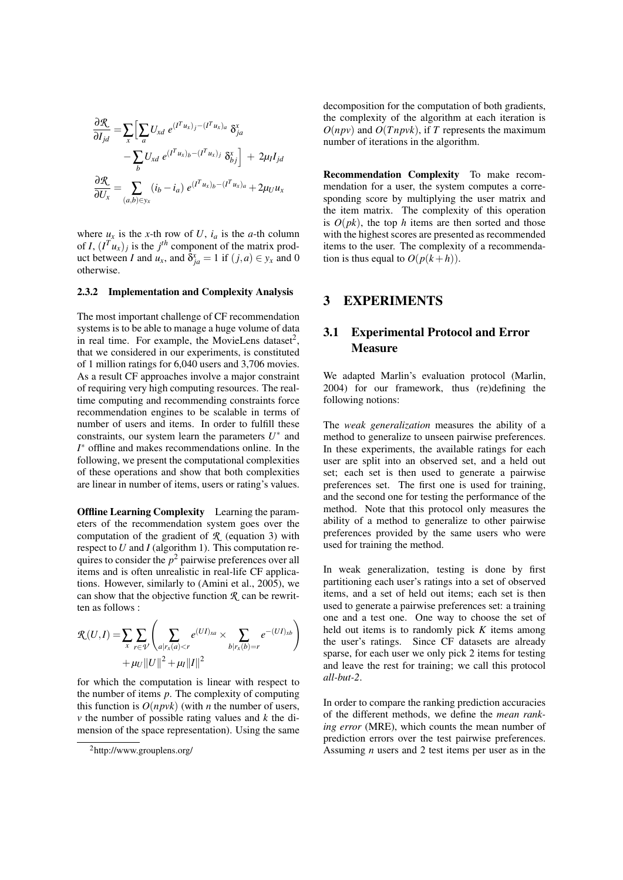$$\frac{\partial \mathcal{R}}{\partial I_{jd}} = \sum_x \Big[ \sum_a U_{xd}\, e^{(I^T u_x)_j - (I^T u_x)_a}\, \delta^x_{ja} - \sum_b U_{xd}\, e^{(I^T u_x)_b - (I^T u_x)_j}\, \delta^x_{bj} \Big] + 2\mu_I I_{jd}$$

$$\frac{\partial \mathcal{R}}{\partial U_x} = \sum_{(a,b)\in y_x} (i_b - i_a)\, e^{(I^T u_x)_b - (I^T u_x)_a} + 2\mu_U u_x$$

where $u_x$ is the $x$-th row of $U$, $i_a$ is the $a$-th column of $I$, $(I^T u_x)_j$ is the $j^{th}$ component of the matrix product between $I$ and $u_x$, and $\delta^x_{ja} = 1$ if $(j,a) \in y_x$ and 0 otherwise.

#### 2.3.2 Implementation and Complexity Analysis

The most important challenge of CF recommendation systems is to be able to manage a huge volume of data in real time. For example, the MovieLens dataset[2], that we considered in our experiments, is constituted of 1 million ratings for 6,040 users and 3,706 movies. As a result CF approaches involve a major constraint of requiring very high computing resources. The real-time computing and recommending constraints force recommendation engines to be scalable in terms of number of users and items. In order to fulfill these constraints, our system learn the parameters $U^*$ and $I^*$ offline and makes recommendations online. In the following, we present the computational complexities of these operations and show that both complexities are linear in number of items, users or rating's values.

**Offline Learning Complexity** Learning the parameters of the recommendation system goes over the computation of the gradient of $\mathcal{R}$ (equation 3) with respect to $U$ and $I$ (algorithm 1). This computation requires to consider the $p^2$ pairwise preferences over all items and is often unrealistic in real-life CF applications. However, similarly to (Amini et al., 2005), we can show that the objective function $\mathcal{R}$ can be rewritten as follows :

$$\mathcal{R}(U,I) = \sum_x \sum_{r\in\mathcal{V}} \left( \sum_{a|r_x(a)<r} e^{(UI)_{xa}} \times \sum_{b|r_x(b)=r} e^{-(UI)_{xb}} \right) + \mu_U \|U\|^2 + \mu_I \|I\|^2$$

for which the computation is linear with respect to the number of items $p$. The complexity of computing this function is $O(npvk)$ (with $n$ the number of users, $v$ the number of possible rating values and $k$ the dimension of the space representation). Using the same decomposition for the computation of both gradients, the complexity of the algorithm at each iteration is $O(npv)$ and $O(Tnpvk)$, if $T$ represents the maximum number of iterations in the algorithm.

**Recommendation Complexity** To make recommendation for a user, the system computes a corresponding score by multiplying the user matrix and the item matrix. The complexity of this operation is $O(pk)$, the top $h$ items are then sorted and those with the highest scores are presented as recommended items to the user. The complexity of a recommendation is thus equal to $O(p(k+h))$.

## 3 EXPERIMENTS

### 3.1 Experimental Protocol and Error Measure

We adapted Marlin's evaluation protocol (Marlin, 2004) for our framework, thus (re)defining the following notions:

The *weak generalization* measures the ability of a method to generalize to unseen pairwise preferences. In these experiments, the available ratings for each user are split into an observed set, and a held out set; each set is then used to generate a pairwise preferences set. The first one is used for training, and the second one for testing the performance of the method. Note that this protocol only measures the ability of a method to generalize to other pairwise preferences provided by the same users who were used for training the method.

In weak generalization, testing is done by first partitioning each user's ratings into a set of observed items, and a set of held out items; each set is then used to generate a pairwise preferences set: a training one and a test one. One way to choose the set of held out items is to randomly pick $K$ items among the user's ratings. Since CF datasets are already sparse, for each user we only pick 2 items for testing and leave the rest for training; we call this protocol *all-but-2*.

In order to compare the ranking prediction accuracies of the different methods, we define the *mean ranking error* (MRE), which counts the mean number of prediction errors over the test pairwise preferences. Assuming $n$ users and 2 test items per user as in the

[2] http://www.grouplens.org/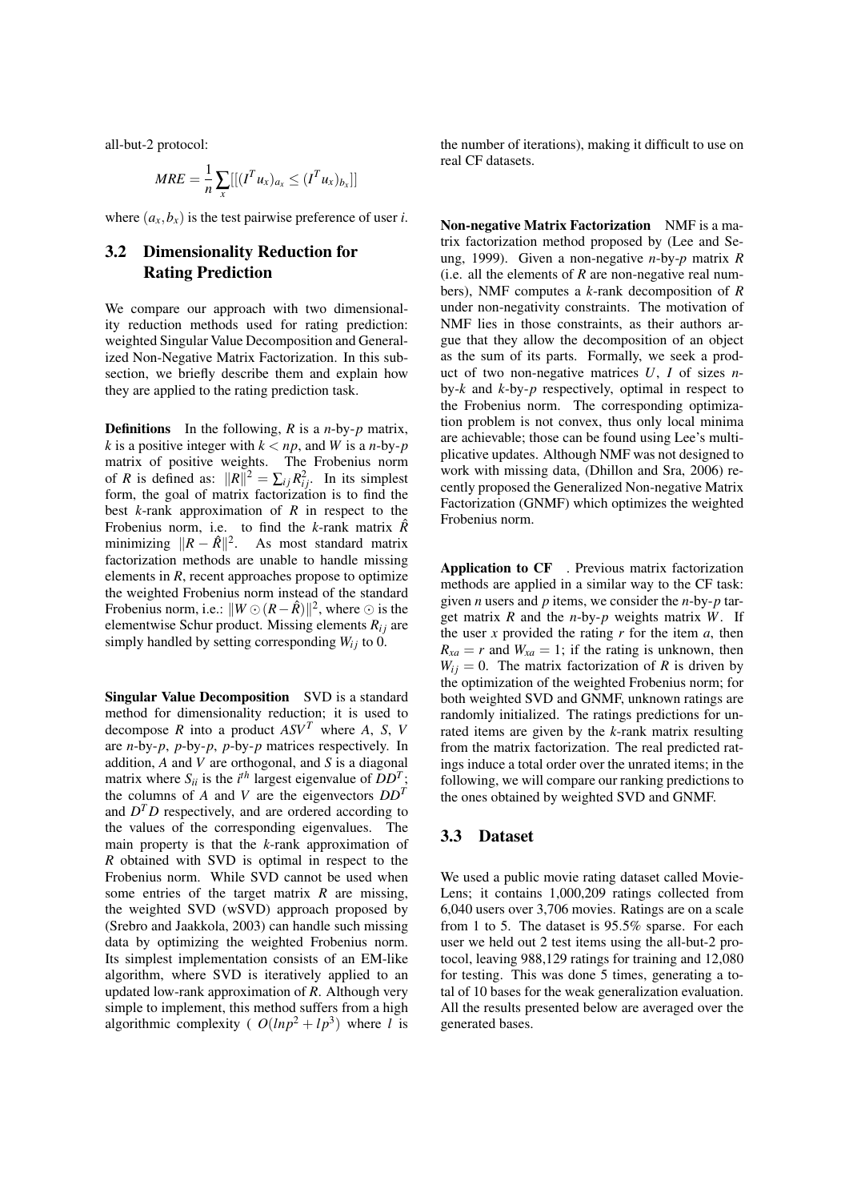all-but-2 protocol:

$$MRE = \frac{1}{n}\sum_{x}[[(I^T u_x)_{a_x} \leq (I^T u_x)_{b_x}]]$$

where $(a_x, b_x)$ is the test pairwise preference of user *i*.

## 3.2 Dimensionality Reduction for Rating Prediction

We compare our approach with two dimensionality reduction methods used for rating prediction: weighted Singular Value Decomposition and Generalized Non-Negative Matrix Factorization. In this subsection, we briefly describe them and explain how they are applied to the rating prediction task.

**Definitions** In the following, $R$ is a $n$-by-$p$ matrix, $k$ is a positive integer with $k < np$, and $W$ is a $n$-by-$p$ matrix of positive weights. The Frobenius norm of $R$ is defined as: $\|R\|^2 = \sum_{ij} R_{ij}^2$. In its simplest form, the goal of matrix factorization is to find the best $k$-rank approximation of $R$ in respect to the Frobenius norm, i.e. to find the $k$-rank matrix $\hat{R}$ minimizing $\|R - \hat{R}\|^2$. As most standard matrix factorization methods are unable to handle missing elements in $R$, recent approaches propose to optimize the weighted Frobenius norm instead of the standard Frobenius norm, i.e.: $\|W \odot (R - \hat{R})\|^2$, where $\odot$ is the elementwise Schur product. Missing elements $R_{ij}$ are simply handled by setting corresponding $W_{ij}$ to 0.

**Singular Value Decomposition** SVD is a standard method for dimensionality reduction; it is used to decompose $R$ into a product $ASV^T$ where $A$, $S$, $V$ are $n$-by-$p$, $p$-by-$p$, $p$-by-$p$ matrices respectively. In addition, $A$ and $V$ are orthogonal, and $S$ is a diagonal matrix where $S_{ii}$ is the $i^{th}$ largest eigenvalue of $DD^T$; the columns of $A$ and $V$ are the eigenvectors $DD^T$ and $D^T D$ respectively, and are ordered according to the values of the corresponding eigenvalues. The main property is that the $k$-rank approximation of $R$ obtained with SVD is optimal in respect to the Frobenius norm. While SVD cannot be used when some entries of the target matrix $R$ are missing, the weighted SVD (wSVD) approach proposed by (Srebro and Jaakkola, 2003) can handle such missing data by optimizing the weighted Frobenius norm. Its simplest implementation consists of an EM-like algorithm, where SVD is iteratively applied to an updated low-rank approximation of $R$. Although very simple to implement, this method suffers from a high algorithmic complexity ( $O(lnp^2 + lp^3)$ where $l$ is the number of iterations), making it difficult to use on real CF datasets.

**Non-negative Matrix Factorization** NMF is a matrix factorization method proposed by (Lee and Seung, 1999). Given a non-negative $n$-by-$p$ matrix $R$ (i.e. all the elements of $R$ are non-negative real numbers), NMF computes a $k$-rank decomposition of $R$ under non-negativity constraints. The motivation of NMF lies in those constraints, as their authors argue that they allow the decomposition of an object as the sum of its parts. Formally, we seek a product of two non-negative matrices $U$, $I$ of sizes $n$-by-$k$ and $k$-by-$p$ respectively, optimal in respect to the Frobenius norm. The corresponding optimization problem is not convex, thus only local minima are achievable; those can be found using Lee's multiplicative updates. Although NMF was not designed to work with missing data, (Dhillon and Sra, 2006) recently proposed the Generalized Non-negative Matrix Factorization (GNMF) which optimizes the weighted Frobenius norm.

**Application to CF** . Previous matrix factorization methods are applied in a similar way to the CF task: given $n$ users and $p$ items, we consider the $n$-by-$p$ target matrix $R$ and the $n$-by-$p$ weights matrix $W$. If the user $x$ provided the rating $r$ for the item $a$, then $R_{xa} = r$ and $W_{xa} = 1$; if the rating is unknown, then $W_{ij} = 0$. The matrix factorization of $R$ is driven by the optimization of the weighted Frobenius norm; for both weighted SVD and GNMF, unknown ratings are randomly initialized. The ratings predictions for unrated items are given by the $k$-rank matrix resulting from the matrix factorization. The real predicted ratings induce a total order over the unrated items; in the following, we will compare our ranking predictions to the ones obtained by weighted SVD and GNMF.

## 3.3 Dataset

We used a public movie rating dataset called MovieLens; it contains 1,000,209 ratings collected from 6,040 users over 3,706 movies. Ratings are on a scale from 1 to 5. The dataset is 95.5% sparse. For each user we held out 2 test items using the all-but-2 protocol, leaving 988,129 ratings for training and 12,080 for testing. This was done 5 times, generating a total of 10 bases for the weak generalization evaluation. All the results presented below are averaged over the generated bases.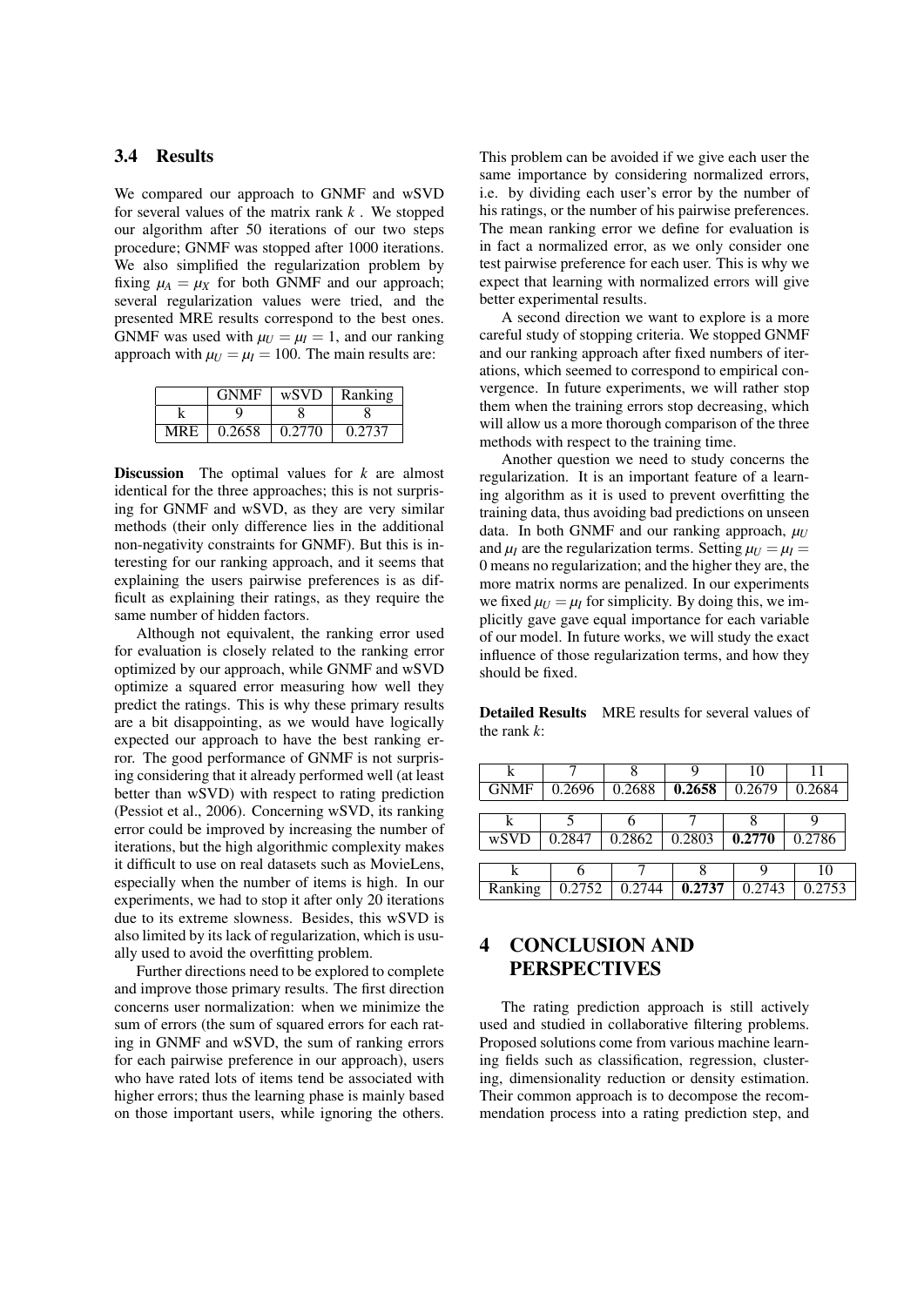### 3.4 Results

We compared our approach to GNMF and wSVD for several values of the matrix rank $k$ . We stopped our algorithm after 50 iterations of our two steps procedure; GNMF was stopped after 1000 iterations. We also simplified the regularization problem by fixing $\mu_A = \mu_X$ for both GNMF and our approach; several regularization values were tried, and the presented MRE results correspond to the best ones. GNMF was used with $\mu_U = \mu_I = 1$, and our ranking approach with $\mu_U = \mu_I = 100$. The main results are:

| | GNMF | wSVD | Ranking |
|---|---|---|---|
| k | 9 | 8 | 8 |
| MRE | 0.2658 | 0.2770 | 0.2737 |

**Discussion** The optimal values for $k$ are almost identical for the three approaches; this is not surprising for GNMF and wSVD, as they are very similar methods (their only difference lies in the additional non-negativity constraints for GNMF). But this is interesting for our ranking approach, and it seems that explaining the users pairwise preferences is as difficult as explaining their ratings, as they require the same number of hidden factors.

Although not equivalent, the ranking error used for evaluation is closely related to the ranking error optimized by our approach, while GNMF and wSVD optimize a squared error measuring how well they predict the ratings. This is why these primary results are a bit disappointing, as we would have logically expected our approach to have the best ranking error. The good performance of GNMF is not surprising considering that it already performed well (at least better than wSVD) with respect to rating prediction (Pessiot et al., 2006). Concerning wSVD, its ranking error could be improved by increasing the number of iterations, but the high algorithmic complexity makes it difficult to use on real datasets such as MovieLens, especially when the number of items is high. In our experiments, we had to stop it after only 20 iterations due to its extreme slowness. Besides, this wSVD is also limited by its lack of regularization, which is usually used to avoid the overfitting problem.

Further directions need to be explored to complete and improve those primary results. The first direction concerns user normalization: when we minimize the sum of errors (the sum of squared errors for each rating in GNMF and wSVD, the sum of ranking errors for each pairwise preference in our approach), users who have rated lots of items tend be associated with higher errors; thus the learning phase is mainly based on those important users, while ignoring the others. This problem can be avoided if we give each user the same importance by considering normalized errors, i.e. by dividing each user's error by the number of his ratings, or the number of his pairwise preferences. The mean ranking error we define for evaluation is in fact a normalized error, as we only consider one test pairwise preference for each user. This is why we expect that learning with normalized errors will give better experimental results.

A second direction we want to explore is a more careful study of stopping criteria. We stopped GNMF and our ranking approach after fixed numbers of iterations, which seemed to correspond to empirical convergence. In future experiments, we will rather stop them when the training errors stop decreasing, which will allow us a more thorough comparison of the three methods with respect to the training time.

Another question we need to study concerns the regularization. It is an important feature of a learning algorithm as it is used to prevent overfitting the training data, thus avoiding bad predictions on unseen data. In both GNMF and our ranking approach, $\mu_U$ and $\mu_I$ are the regularization terms. Setting $\mu_U = \mu_I = 0$ means no regularization; and the higher they are, the more matrix norms are penalized. In our experiments we fixed $\mu_U = \mu_I$ for simplicity. By doing this, we implicitly gave gave equal importance for each variable of our model. In future works, we will study the exact influence of those regularization terms, and how they should be fixed.

**Detailed Results** MRE results for several values of the rank $k$:

| k | 7 | 8 | 9 | 10 | 11 |
|---|---|---|---|---|---|
| GNMF | 0.2696 | 0.2688 | **0.2658** | 0.2679 | 0.2684 |

| k | 5 | 6 | 7 | 8 | 9 |
|---|---|---|---|---|---|
| wSVD | 0.2847 | 0.2862 | 0.2803 | **0.2770** | 0.2786 |

| k | 6 | 7 | 8 | 9 | 10 |
|---|---|---|---|---|---|
| Ranking | 0.2752 | 0.2744 | **0.2737** | 0.2743 | 0.2753 |

## 4 CONCLUSION AND PERSPECTIVES

The rating prediction approach is still actively used and studied in collaborative filtering problems. Proposed solutions come from various machine learning fields such as classification, regression, clustering, dimensionality reduction or density estimation. Their common approach is to decompose the recommendation process into a rating prediction step, and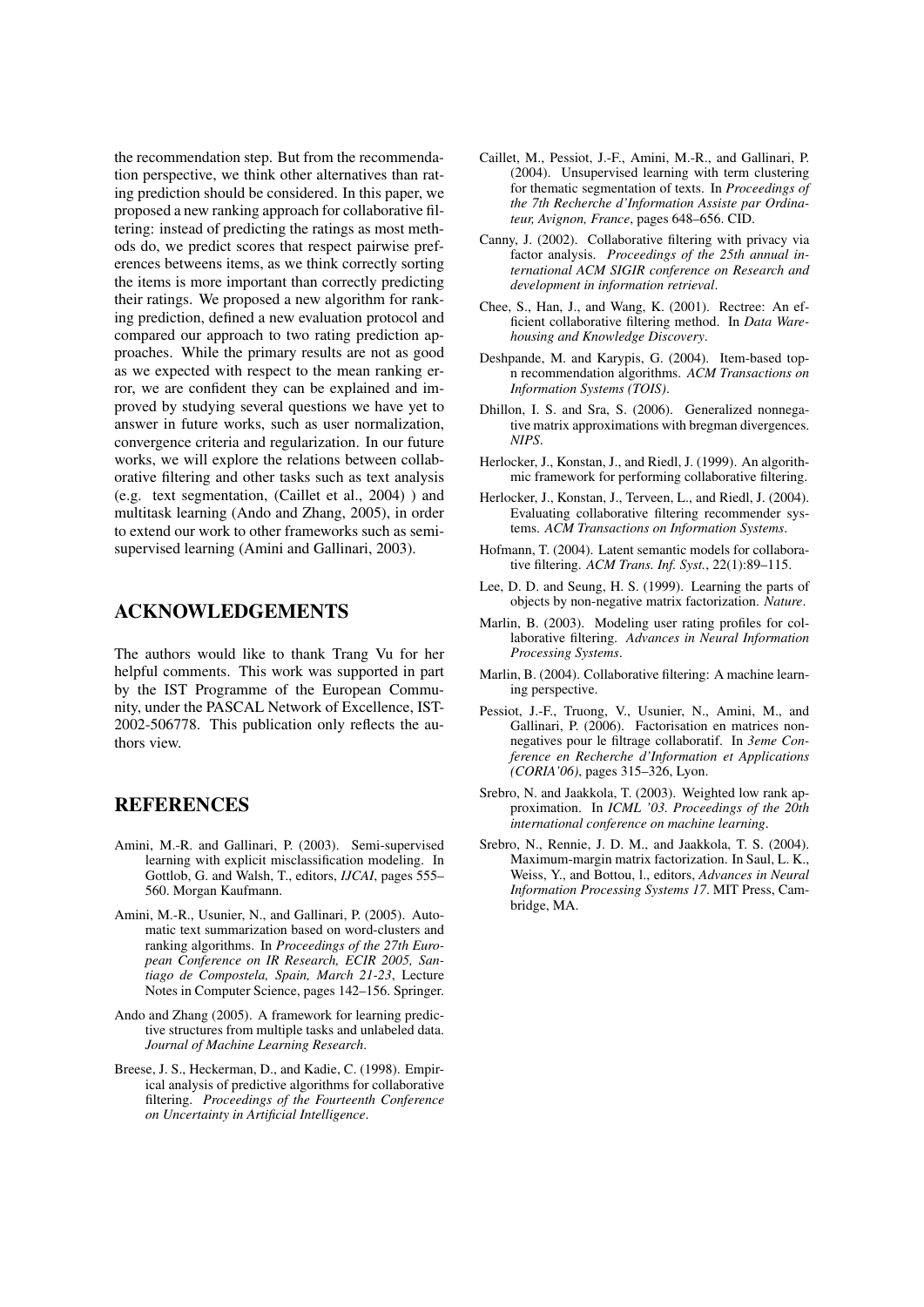the recommendation step. But from the recommendation perspective, we think other alternatives than rating prediction should be considered. In this paper, we proposed a new ranking approach for collaborative filtering: instead of predicting the ratings as most methods do, we predict scores that respect pairwise preferences betweens items, as we think correctly sorting the items is more important than correctly predicting their ratings. We proposed a new algorithm for ranking prediction, defined a new evaluation protocol and compared our approach to two rating prediction approaches. While the primary results are not as good as we expected with respect to the mean ranking error, we are confident they can be explained and improved by studying several questions we have yet to answer in future works, such as user normalization, convergence criteria and regularization. In our future works, we will explore the relations between collaborative filtering and other tasks such as text analysis (e.g. text segmentation, (Caillet et al., 2004) ) and multitask learning (Ando and Zhang, 2005), in order to extend our work to other frameworks such as semi-supervised learning (Amini and Gallinari, 2003).

## ACKNOWLEDGEMENTS

The authors would like to thank Trang Vu for her helpful comments. This work was supported in part by the IST Programme of the European Community, under the PASCAL Network of Excellence, IST-2002-506778. This publication only reflects the authors view.

## REFERENCES

Amini, M.-R. and Gallinari, P. (2003). Semi-supervised learning with explicit misclassification modeling. In Gottlob, G. and Walsh, T., editors, *IJCAI*, pages 555–560. Morgan Kaufmann.

Amini, M.-R., Usunier, N., and Gallinari, P. (2005). Automatic text summarization based on word-clusters and ranking algorithms. In *Proceedings of the 27th European Conference on IR Research, ECIR 2005, Santiago de Compostela, Spain, March 21-23*, Lecture Notes in Computer Science, pages 142–156. Springer.

Ando and Zhang (2005). A framework for learning predictive structures from multiple tasks and unlabeled data. *Journal of Machine Learning Research*.

Breese, J. S., Heckerman, D., and Kadie, C. (1998). Empirical analysis of predictive algorithms for collaborative filtering. *Proceedings of the Fourteenth Conference on Uncertainty in Artificial Intelligence*.

Caillet, M., Pessiot, J.-F., Amini, M.-R., and Gallinari, P. (2004). Unsupervised learning with term clustering for thematic segmentation of texts. In *Proceedings of the 7th Recherche d'Information Assiste par Ordinateur, Avignon, France*, pages 648–656. CID.

Canny, J. (2002). Collaborative filtering with privacy via factor analysis. *Proceedings of the 25th annual international ACM SIGIR conference on Research and development in information retrieval*.

Chee, S., Han, J., and Wang, K. (2001). Rectree: An efficient collaborative filtering method. In *Data Warehousing and Knowledge Discovery*.

Deshpande, M. and Karypis, G. (2004). Item-based top-n recommendation algorithms. *ACM Transactions on Information Systems (TOIS)*.

Dhillon, I. S. and Sra, S. (2006). Generalized nonnegative matrix approximations with bregman divergences. *NIPS*.

Herlocker, J., Konstan, J., and Riedl, J. (1999). An algorithmic framework for performing collaborative filtering.

Herlocker, J., Konstan, J., Terveen, L., and Riedl, J. (2004). Evaluating collaborative filtering recommender systems. *ACM Transactions on Information Systems*.

Hofmann, T. (2004). Latent semantic models for collaborative filtering. *ACM Trans. Inf. Syst.*, 22(1):89–115.

Lee, D. D. and Seung, H. S. (1999). Learning the parts of objects by non-negative matrix factorization. *Nature*.

Marlin, B. (2003). Modeling user rating profiles for collaborative filtering. *Advances in Neural Information Processing Systems*.

Marlin, B. (2004). Collaborative filtering: A machine learning perspective.

Pessiot, J.-F., Truong, V., Usunier, N., Amini, M., and Gallinari, P. (2006). Factorisation en matrices non-negatives pour le filtrage collaboratif. In *3eme Conference en Recherche d'Information et Applications (CORIA'06)*, pages 315–326, Lyon.

Srebro, N. and Jaakkola, T. (2003). Weighted low rank approximation. In *ICML '03. Proceedings of the 20th international conference on machine learning*.

Srebro, N., Rennie, J. D. M., and Jaakkola, T. S. (2004). Maximum-margin matrix factorization. In Saul, L. K., Weiss, Y., and Bottou, l., editors, *Advances in Neural Information Processing Systems 17*. MIT Press, Cambridge, MA.